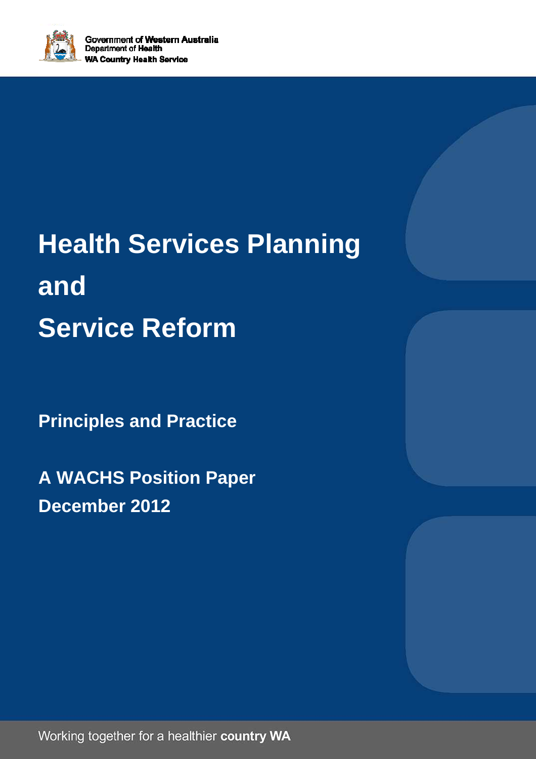Government of Western Australia
Department of Health
WA Country Health Service

# Health Services Planning and Service Reform

## Principles and Practice

## A WACHS Position Paper
## December 2012

Working together for a healthier **country WA**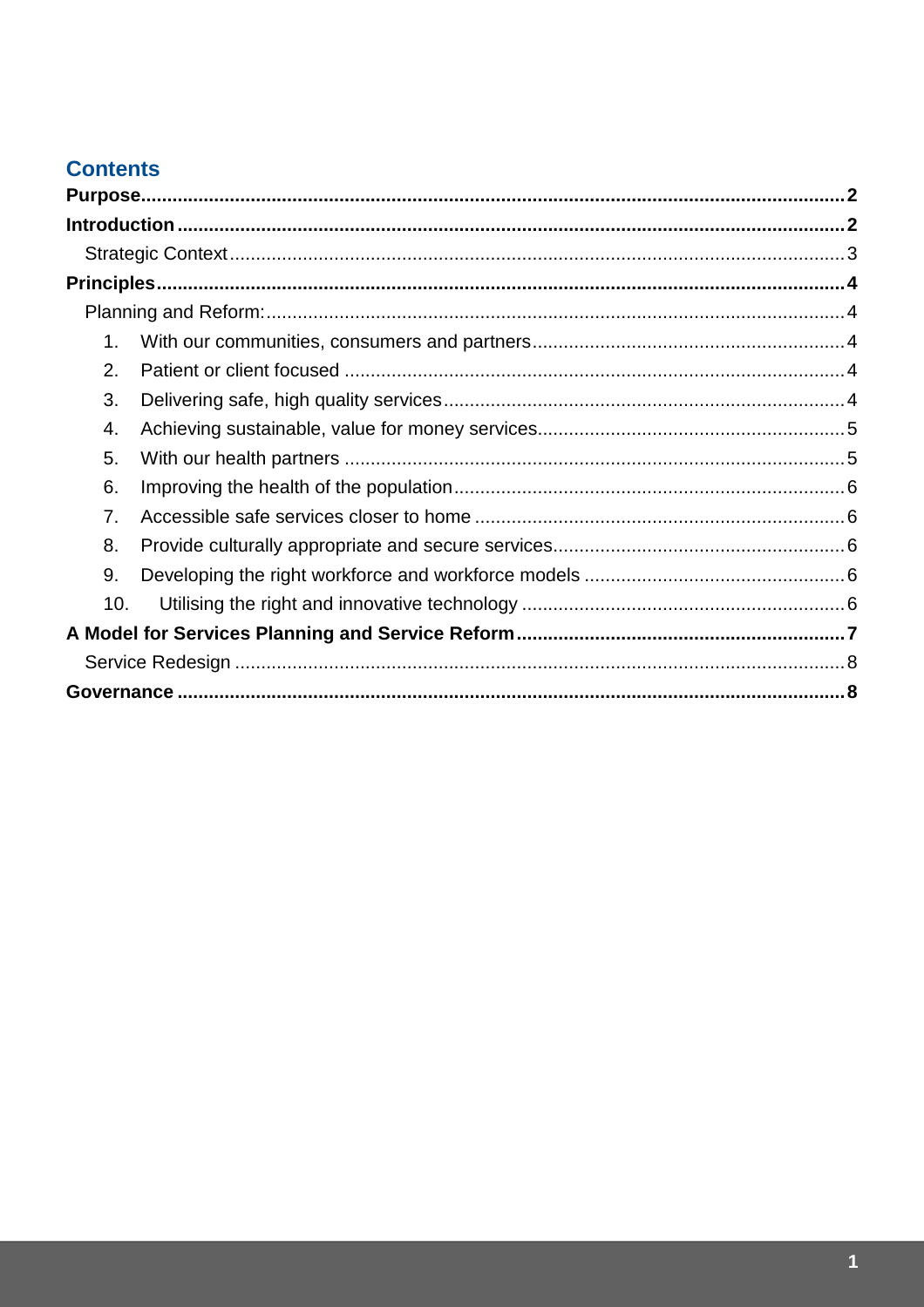## Contents

**Purpose** .......... **2**

**Introduction** .......... **2**

- Strategic Context .......... 3

**Principles** .......... **4**

- Planning and Reform: .......... 4
  1. With our communities, consumers and partners .......... 4
  2. Patient or client focused .......... 4
  3. Delivering safe, high quality services .......... 4
  4. Achieving sustainable, value for money services .......... 5
  5. With our health partners .......... 5
  6. Improving the health of the population .......... 6
  7. Accessible safe services closer to home .......... 6
  8. Provide culturally appropriate and secure services .......... 6
  9. Developing the right workforce and workforce models .......... 6
  10. Utilising the right and innovative technology .......... 6

**A Model for Services Planning and Service Reform** .......... **7**

- Service Redesign .......... 8

**Governance** .......... **8**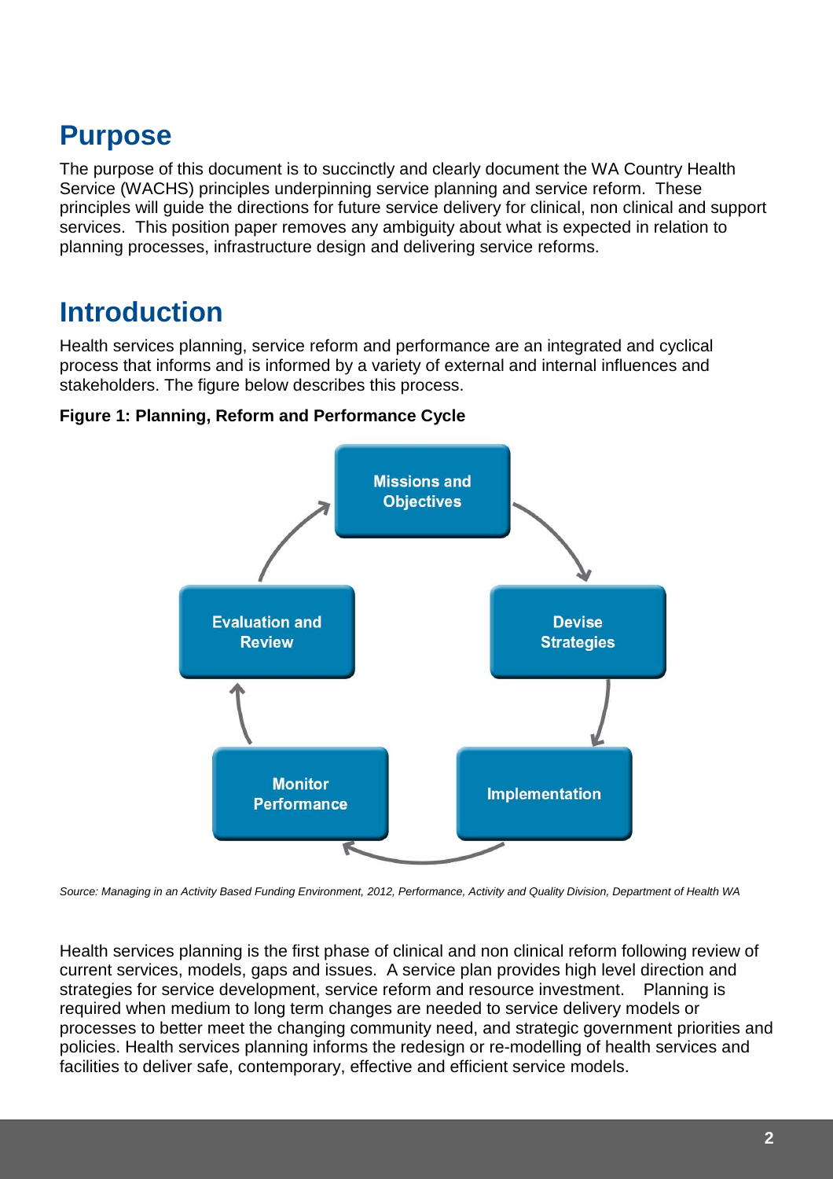## Purpose

The purpose of this document is to succinctly and clearly document the WA Country Health Service (WACHS) principles underpinning service planning and service reform. These principles will guide the directions for future service delivery for clinical, non clinical and support services. This position paper removes any ambiguity about what is expected in relation to planning processes, infrastructure design and delivering service reforms.

## Introduction

Health services planning, service reform and performance are an integrated and cyclical process that informs and is informed by a variety of external and internal influences and stakeholders. The figure below describes this process.

**Figure 1: Planning, Reform and Performance Cycle**

Missions and Objectives → Devise Strategies → Implementation → Monitor Performance → Evaluation and Review → Missions and Objectives

*Source: Managing in an Activity Based Funding Environment, 2012, Performance, Activity and Quality Division, Department of Health WA*

Health services planning is the first phase of clinical and non clinical reform following review of current services, models, gaps and issues. A service plan provides high level direction and strategies for service development, service reform and resource investment. Planning is required when medium to long term changes are needed to service delivery models or processes to better meet the changing community need, and strategic government priorities and policies. Health services planning informs the redesign or re-modelling of health services and facilities to deliver safe, contemporary, effective and efficient service models.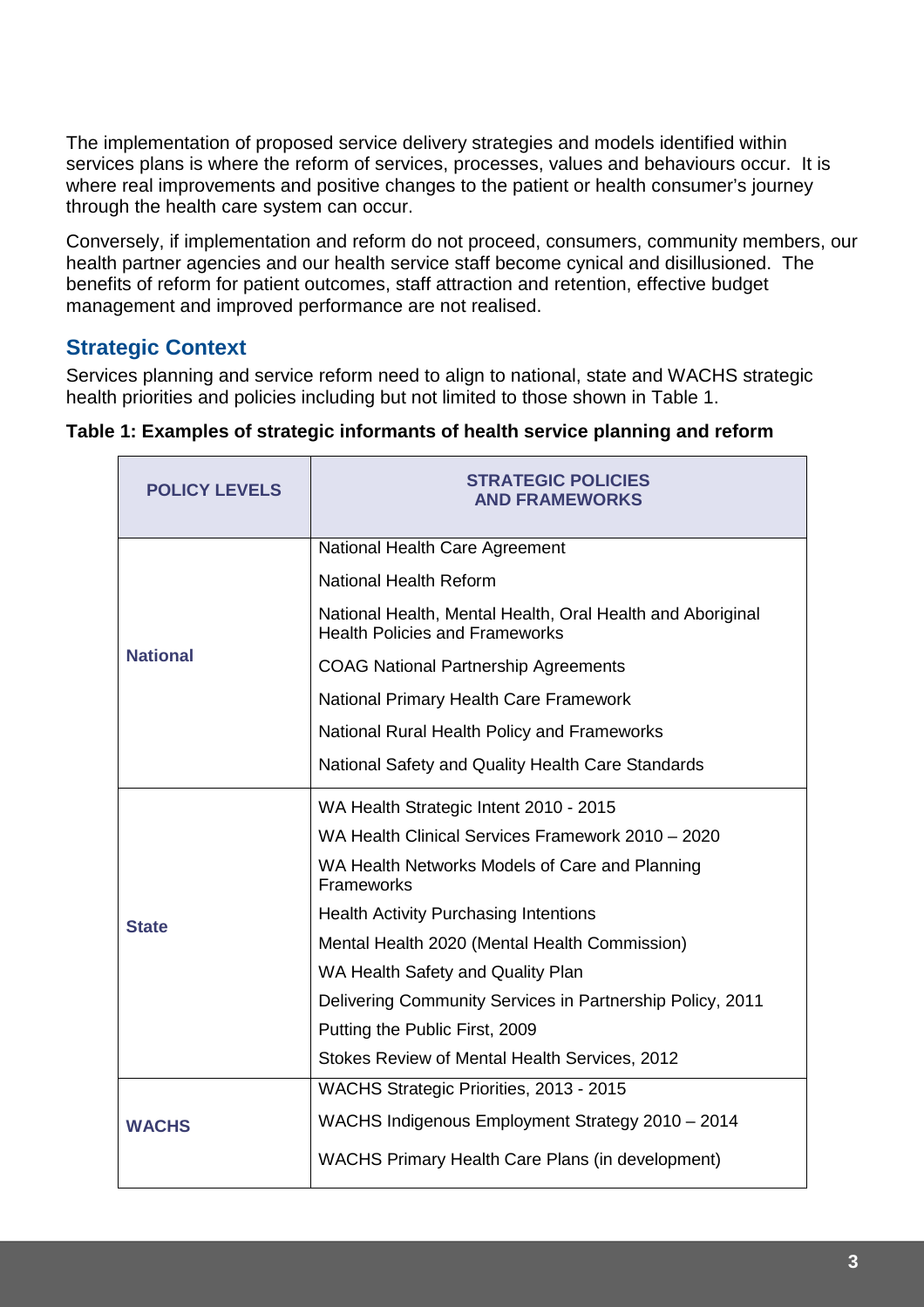The implementation of proposed service delivery strategies and models identified within services plans is where the reform of services, processes, values and behaviours occur. It is where real improvements and positive changes to the patient or health consumer's journey through the health care system can occur.

Conversely, if implementation and reform do not proceed, consumers, community members, our health partner agencies and our health service staff become cynical and disillusioned. The benefits of reform for patient outcomes, staff attraction and retention, effective budget management and improved performance are not realised.

## Strategic Context

Services planning and service reform need to align to national, state and WACHS strategic health priorities and policies including but not limited to those shown in Table 1.

**Table 1: Examples of strategic informants of health service planning and reform**

| POLICY LEVELS | STRATEGIC POLICIES AND FRAMEWORKS |
|---|---|
| **National** | National Health Care Agreement |
| | National Health Reform |
| | National Health, Mental Health, Oral Health and Aboriginal Health Policies and Frameworks |
| | COAG National Partnership Agreements |
| | National Primary Health Care Framework |
| | National Rural Health Policy and Frameworks |
| | National Safety and Quality Health Care Standards |
| **State** | WA Health Strategic Intent 2010 - 2015 |
| | WA Health Clinical Services Framework 2010 – 2020 |
| | WA Health Networks Models of Care and Planning Frameworks |
| | Health Activity Purchasing Intentions |
| | Mental Health 2020 (Mental Health Commission) |
| | WA Health Safety and Quality Plan |
| | Delivering Community Services in Partnership Policy, 2011 |
| | Putting the Public First, 2009 |
| | Stokes Review of Mental Health Services, 2012 |
| **WACHS** | WACHS Strategic Priorities, 2013 - 2015 |
| | WACHS Indigenous Employment Strategy 2010 – 2014 |
| | WACHS Primary Health Care Plans (in development) |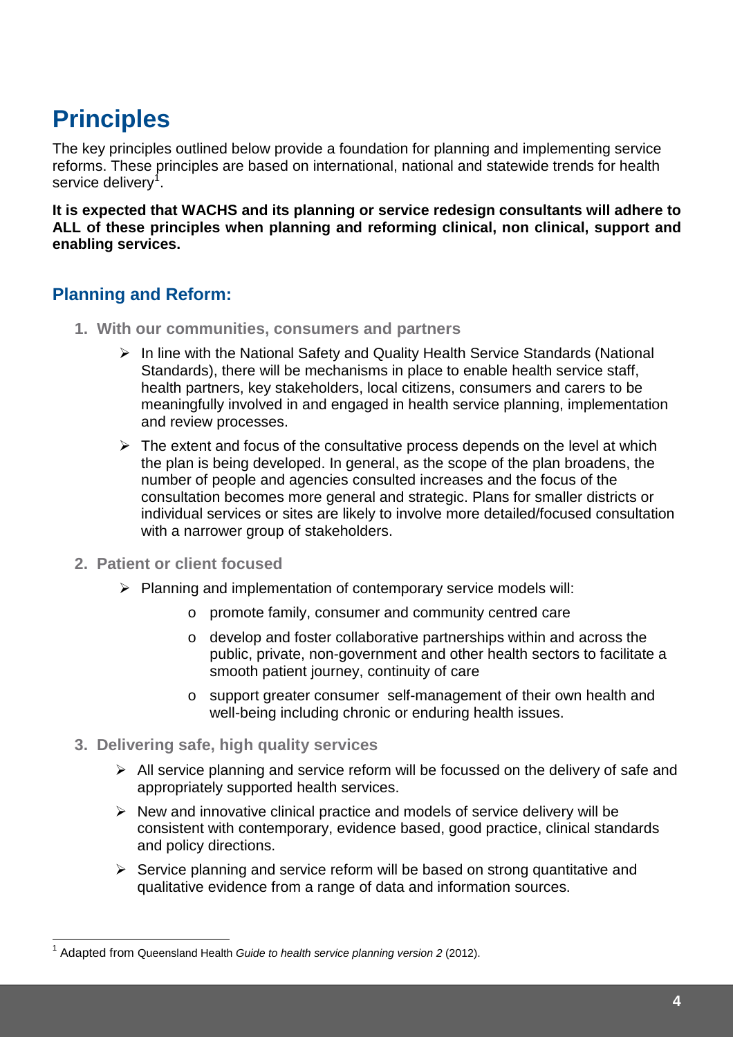# Principles

The key principles outlined below provide a foundation for planning and implementing service reforms. These principles are based on international, national and statewide trends for health service delivery[1].

**It is expected that WACHS and its planning or service redesign consultants will adhere to ALL of these principles when planning and reforming clinical, non clinical, support and enabling services.**

## Planning and Reform:

1. **With our communities, consumers and partners**
   - In line with the National Safety and Quality Health Service Standards (National Standards), there will be mechanisms in place to enable health service staff, health partners, key stakeholders, local citizens, consumers and carers to be meaningfully involved in and engaged in health service planning, implementation and review processes.
   - The extent and focus of the consultative process depends on the level at which the plan is being developed. In general, as the scope of the plan broadens, the number of people and agencies consulted increases and the focus of the consultation becomes more general and strategic. Plans for smaller districts or individual services or sites are likely to involve more detailed/focused consultation with a narrower group of stakeholders.
2. **Patient or client focused**
   - Planning and implementation of contemporary service models will:
     - promote family, consumer and community centred care
     - develop and foster collaborative partnerships within and across the public, private, non-government and other health sectors to facilitate a smooth patient journey, continuity of care
     - support greater consumer self-management of their own health and well-being including chronic or enduring health issues.
3. **Delivering safe, high quality services**
   - All service planning and service reform will be focussed on the delivery of safe and appropriately supported health services.
   - New and innovative clinical practice and models of service delivery will be consistent with contemporary, evidence based, good practice, clinical standards and policy directions.
   - Service planning and service reform will be based on strong quantitative and qualitative evidence from a range of data and information sources.

---

[1] Adapted from Queensland Health *Guide to health service planning version 2* (2012).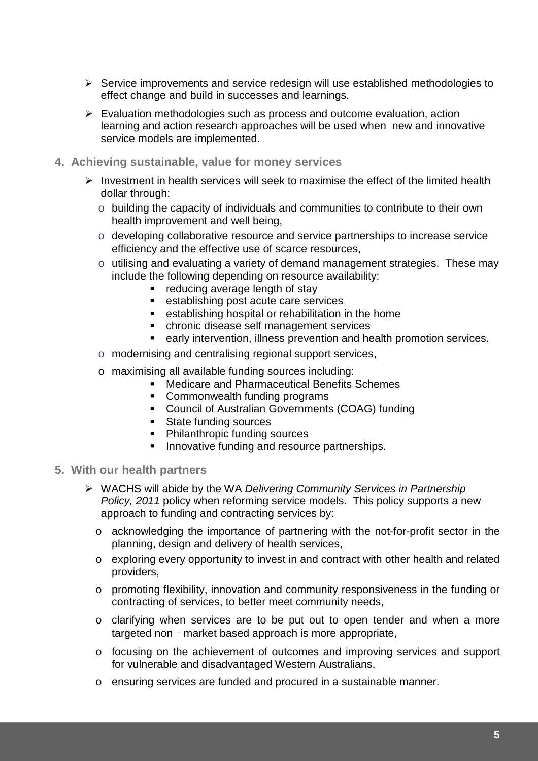- Service improvements and service redesign will use established methodologies to effect change and build in successes and learnings.
- Evaluation methodologies such as process and outcome evaluation, action learning and action research approaches will be used when new and innovative service models are implemented.

## 4. Achieving sustainable, value for money services

- Investment in health services will seek to maximise the effect of the limited health dollar through:
  - building the capacity of individuals and communities to contribute to their own health improvement and well being,
  - developing collaborative resource and service partnerships to increase service efficiency and the effective use of scarce resources,
  - utilising and evaluating a variety of demand management strategies. These may include the following depending on resource availability:
    - reducing average length of stay
    - establishing post acute care services
    - establishing hospital or rehabilitation in the home
    - chronic disease self management services
    - early intervention, illness prevention and health promotion services.
  - modernising and centralising regional support services,
  - maximising all available funding sources including:
    - Medicare and Pharmaceutical Benefits Schemes
    - Commonwealth funding programs
    - Council of Australian Governments (COAG) funding
    - State funding sources
    - Philanthropic funding sources
    - Innovative funding and resource partnerships.

## 5. With our health partners

- WACHS will abide by the WA *Delivering Community Services in Partnership Policy, 2011* policy when reforming service models. This policy supports a new approach to funding and contracting services by:
  - acknowledging the importance of partnering with the not-for-profit sector in the planning, design and delivery of health services,
  - exploring every opportunity to invest in and contract with other health and related providers,
  - promoting flexibility, innovation and community responsiveness in the funding or contracting of services, to better meet community needs,
  - clarifying when services are to be put out to open tender and when a more targeted non‐market based approach is more appropriate,
  - focusing on the achievement of outcomes and improving services and support for vulnerable and disadvantaged Western Australians,
  - ensuring services are funded and procured in a sustainable manner.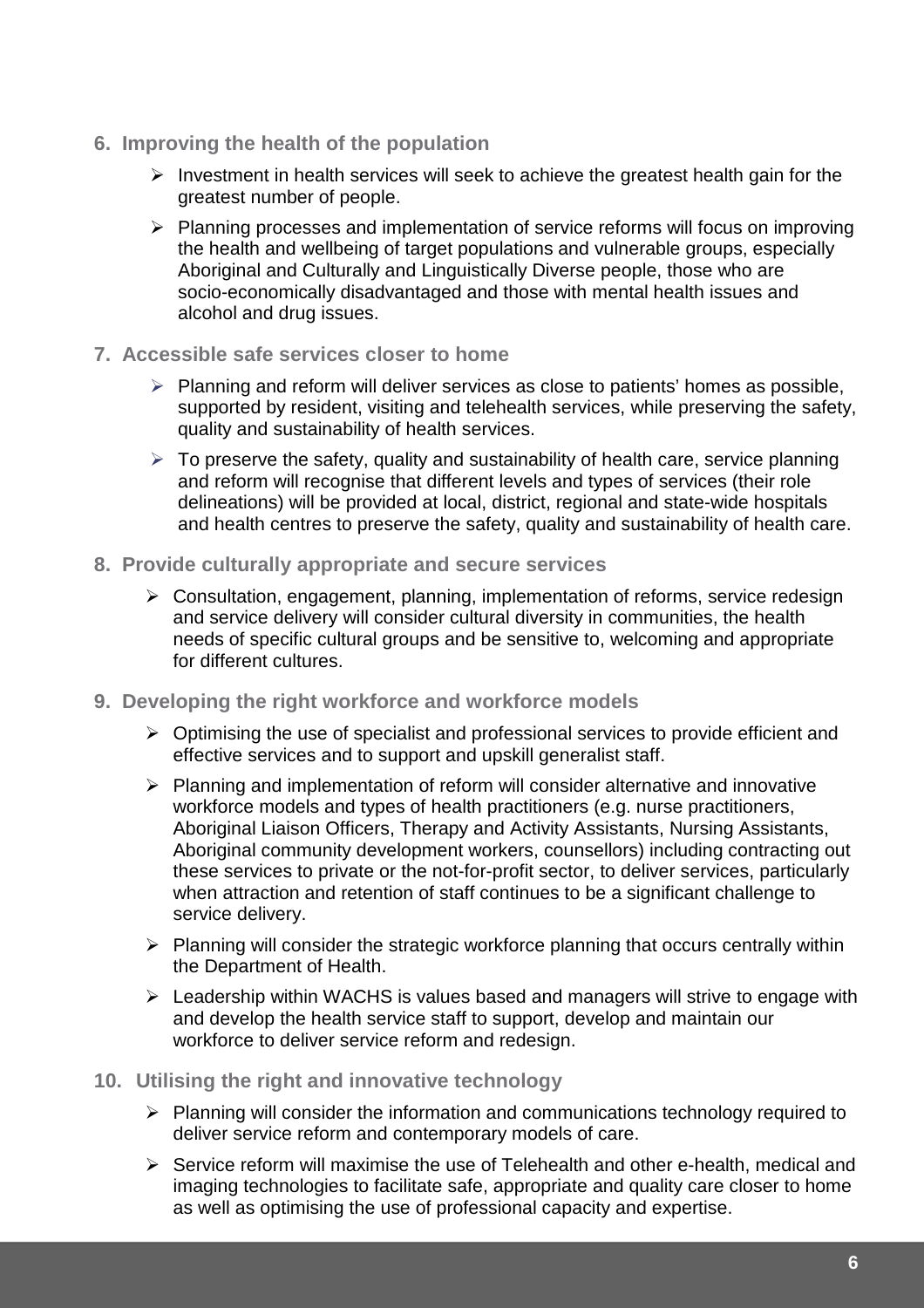6. **Improving the health of the population**

    - Investment in health services will seek to achieve the greatest health gain for the greatest number of people.
    - Planning processes and implementation of service reforms will focus on improving the health and wellbeing of target populations and vulnerable groups, especially Aboriginal and Culturally and Linguistically Diverse people, those who are socio-economically disadvantaged and those with mental health issues and alcohol and drug issues.

7. **Accessible safe services closer to home**

    - Planning and reform will deliver services as close to patients' homes as possible, supported by resident, visiting and telehealth services, while preserving the safety, quality and sustainability of health services.
    - To preserve the safety, quality and sustainability of health care, service planning and reform will recognise that different levels and types of services (their role delineations) will be provided at local, district, regional and state-wide hospitals and health centres to preserve the safety, quality and sustainability of health care.

8. **Provide culturally appropriate and secure services**

    - Consultation, engagement, planning, implementation of reforms, service redesign and service delivery will consider cultural diversity in communities, the health needs of specific cultural groups and be sensitive to, welcoming and appropriate for different cultures.

9. **Developing the right workforce and workforce models**

    - Optimising the use of specialist and professional services to provide efficient and effective services and to support and upskill generalist staff.
    - Planning and implementation of reform will consider alternative and innovative workforce models and types of health practitioners (e.g. nurse practitioners, Aboriginal Liaison Officers, Therapy and Activity Assistants, Nursing Assistants, Aboriginal community development workers, counsellors) including contracting out these services to private or the not-for-profit sector, to deliver services, particularly when attraction and retention of staff continues to be a significant challenge to service delivery.
    - Planning will consider the strategic workforce planning that occurs centrally within the Department of Health.
    - Leadership within WACHS is values based and managers will strive to engage with and develop the health service staff to support, develop and maintain our workforce to deliver service reform and redesign.

10. **Utilising the right and innovative technology**

    - Planning will consider the information and communications technology required to deliver service reform and contemporary models of care.
    - Service reform will maximise the use of Telehealth and other e-health, medical and imaging technologies to facilitate safe, appropriate and quality care closer to home as well as optimising the use of professional capacity and expertise.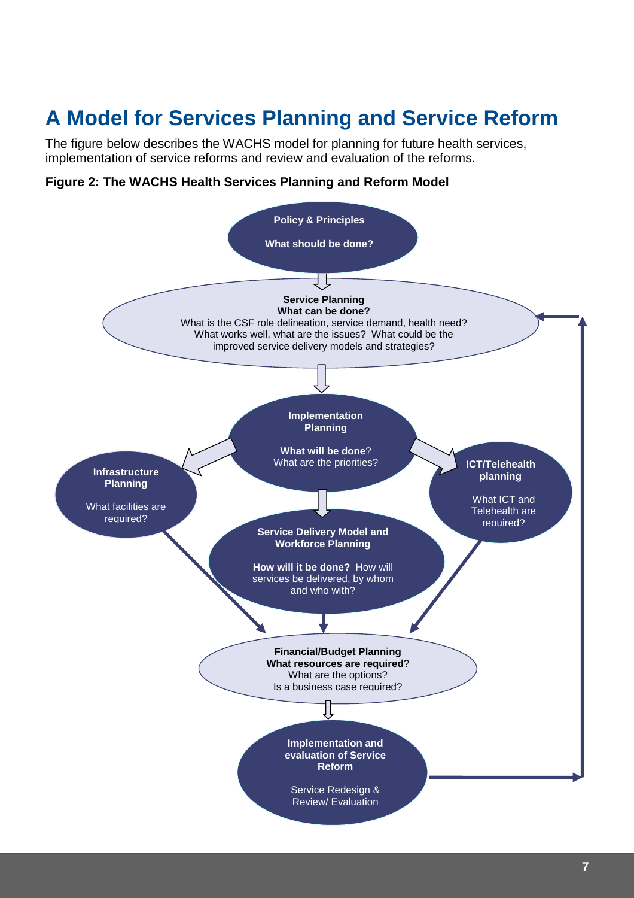# A Model for Services Planning and Service Reform

The figure below describes the WACHS model for planning for future health services, implementation of service reforms and review and evaluation of the reforms.

**Figure 2: The WACHS Health Services Planning and Reform Model**

**Policy & Principles**

**What should be done?**

**Service Planning**
**What can be done?**
What is the CSF role delineation, service demand, health need? What works well, what are the issues? What could be the improved service delivery models and strategies?

**Implementation Planning**

**What will be done**? What are the priorities?

**Infrastructure Planning**

What facilities are required?

**ICT/Telehealth planning**

What ICT and Telehealth are required?

**Service Delivery Model and Workforce Planning**

**How will it be done?** How will services be delivered, by whom and who with?

**Financial/Budget Planning**
**What resources are required**? What are the options? Is a business case required?

**Implementation and evaluation of Service Reform**

Service Redesign & Review/ Evaluation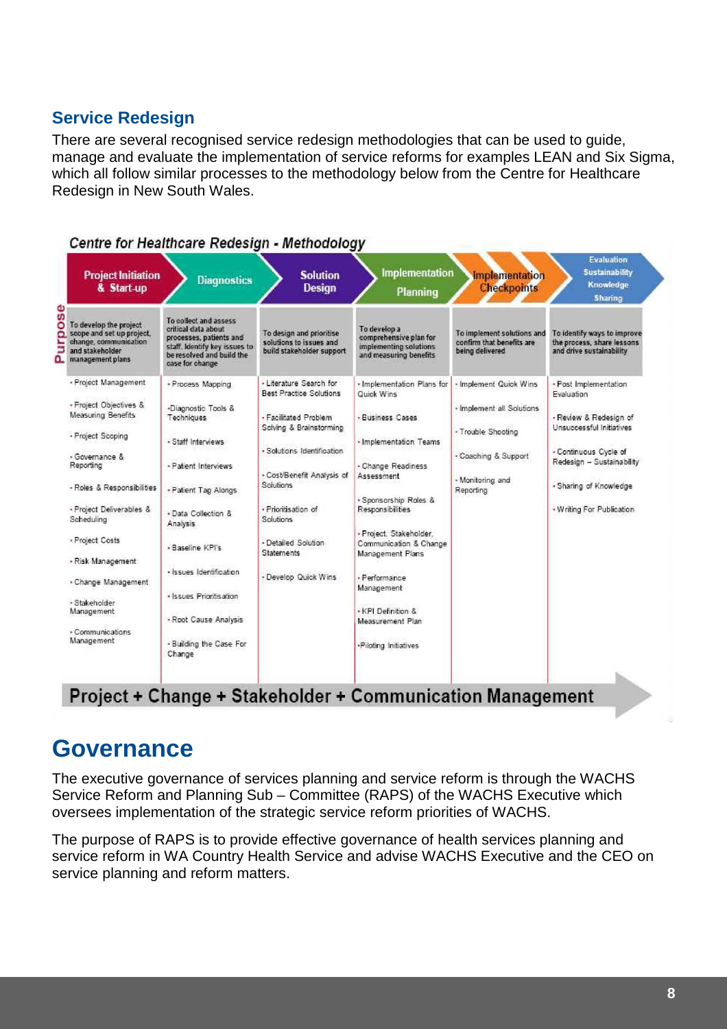## Service Redesign

There are several recognised service redesign methodologies that can be used to guide, manage and evaluate the implementation of service reforms for examples LEAN and Six Sigma, which all follow similar processes to the methodology below from the Centre for Healthcare Redesign in New South Wales.

*Centre for Healthcare Redesign - Methodology*

| | Project Initiation & Start-up | Diagnostics | Solution Design | Implementation Planning | Implementation Checkpoints | Evaluation Sustainability Knowledge Sharing |
|---|---|---|---|---|---|---|
| **Purpose** | To develop the project scope and set up project, change, communication and stakeholder management plans | To collect and assess critical data about processes, patients and staff. Identify key issues to be resolved and build the case for change | To design and prioritise solutions to issues and build stakeholder support | To develop a comprehensive plan for implementing solutions and measuring benefits | To implement solutions and confirm that benefits are being delivered | To identify ways to improve the process, share lessons and drive sustainability |
| | • Project Management<br>• Project Objectives & Measuring Benefits<br>• Project Scoping<br>• Governance & Reporting<br>• Roles & Responsibilities<br>• Project Deliverables & Scheduling<br>• Project Costs<br>• Risk Management<br>• Change Management<br>• Stakeholder Management<br>• Communications Management | • Process Mapping<br>• Diagnostic Tools & Techniques<br>• Staff Interviews<br>• Patient Interviews<br>• Patient Tag Alongs<br>• Data Collection & Analysis<br>• Baseline KPI's<br>• Issues Identification<br>• Issues Prioritisation<br>• Root Cause Analysis<br>• Building the Case For Change | • Literature Search for Best Practice Solutions<br>• Facilitated Problem Solving & Brainstorming<br>• Solutions Identification<br>• Cost/Benefit Analysis of Solutions<br>• Prioritisation of Solutions<br>• Detailed Solution Statements<br>• Develop Quick Wins | • Implementation Plans for Quick Wins<br>• Business Cases<br>• Implementation Teams<br>• Change Readiness Assessment<br>• Sponsorship Roles & Responsibilities<br>• Project, Stakeholder, Communication & Change Management Plans<br>• Performance Management<br>• KPI Definition & Measurement Plan<br>• Piloting Initiatives | • Implement Quick Wins<br>• Implement all Solutions<br>• Trouble Shooting<br>• Coaching & Support<br>• Monitoring and Reporting | • Post Implementation Evaluation<br>• Review & Redesign of Unsuccessful Initiatives<br>• Continuous Cycle of Redesign – Sustainability<br>• Sharing of Knowledge<br>• Writing For Publication |

**Project + Change + Stakeholder + Communication Management**

# Governance

The executive governance of services planning and service reform is through the WACHS Service Reform and Planning Sub – Committee (RAPS) of the WACHS Executive which oversees implementation of the strategic service reform priorities of WACHS.

The purpose of RAPS is to provide effective governance of health services planning and service reform in WA Country Health Service and advise WACHS Executive and the CEO on service planning and reform matters.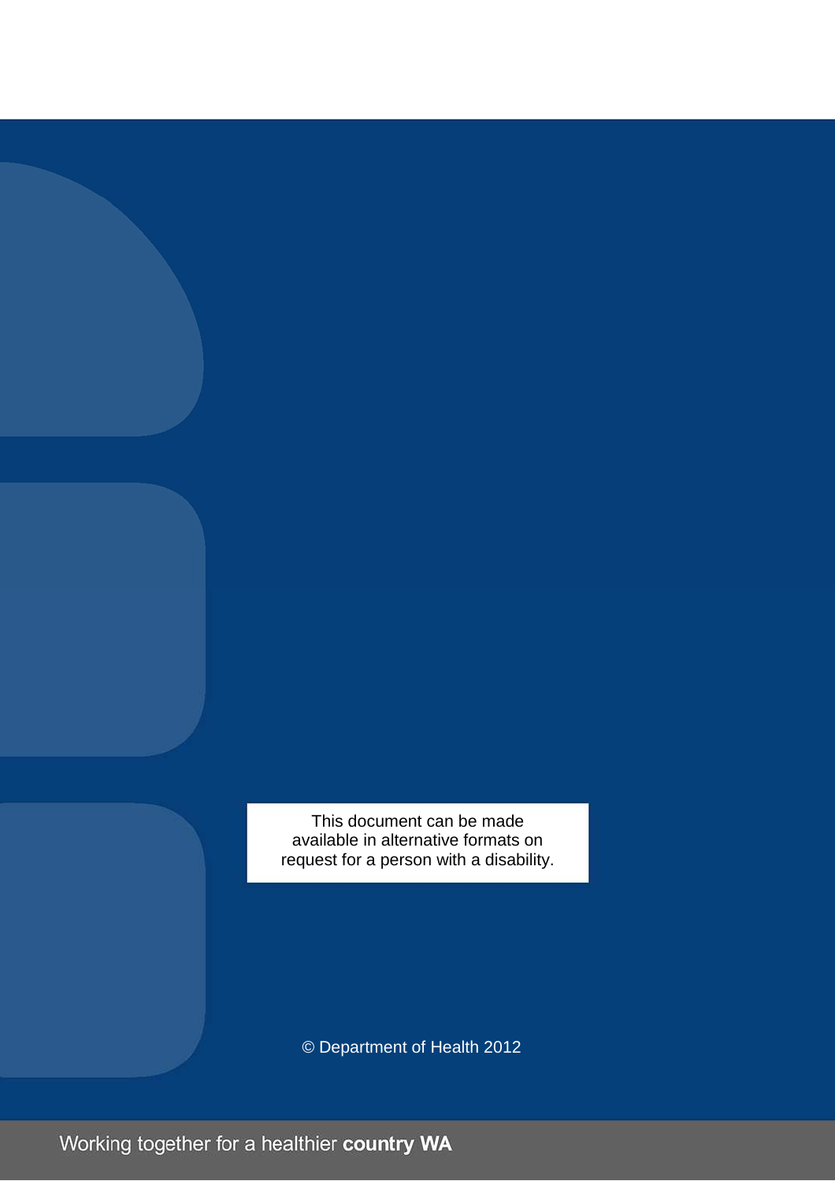This document can be made available in alternative formats on request for a person with a disability.

© Department of Health 2012

Working together for a healthier **country WA**